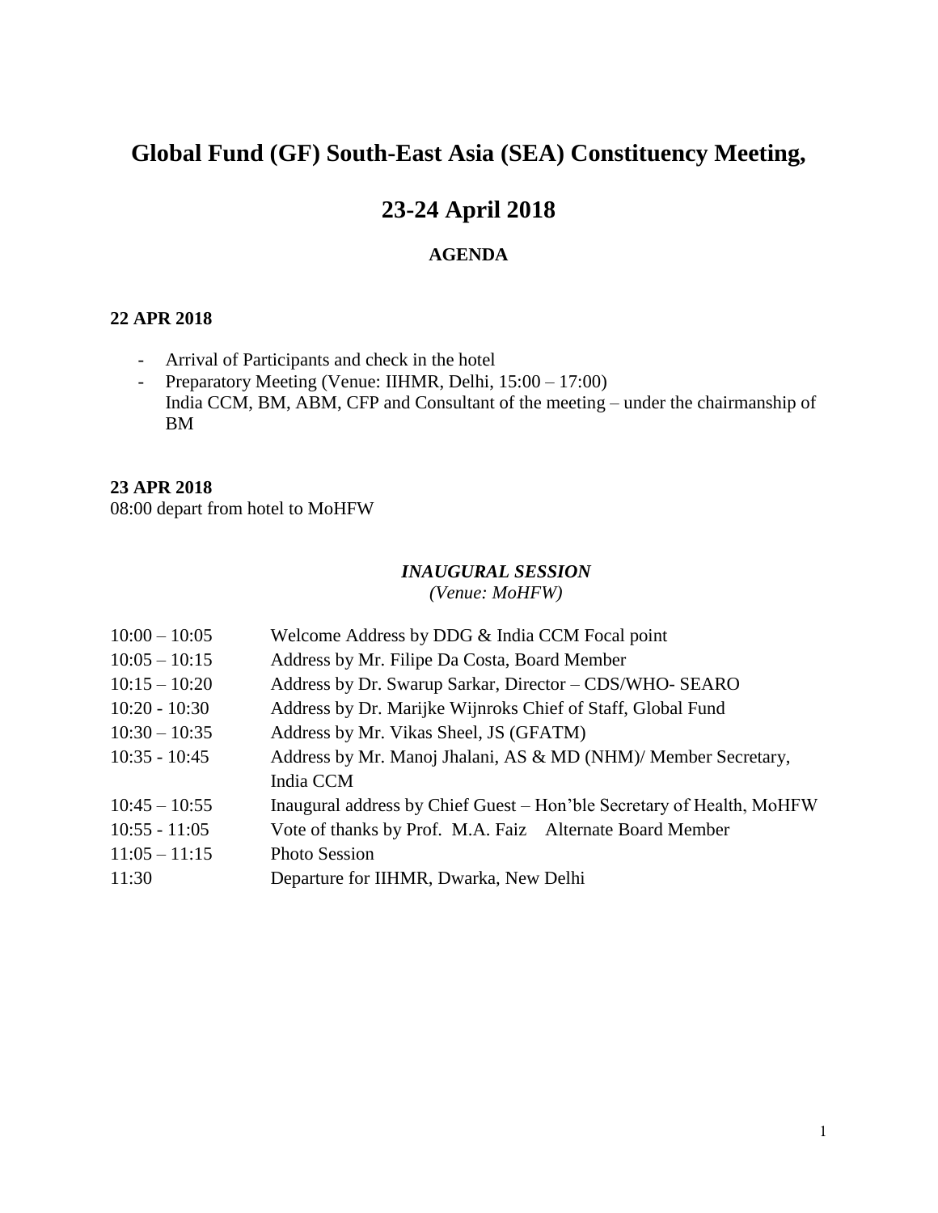# Global Fund (GF) South-East Asia (SEA) Constituency Meeting,

# 23-24 April 2018

### AGENDA

**22 APR 2018**

- Arrival of Participants and check in the hotel
- Preparatory Meeting (Venue: IIHMR, Delhi, 15:00 – 17:00)
  India CCM, BM, ABM, CFP and Consultant of the meeting – under the chairmanship of BM

**23 APR 2018**

08:00 depart from hotel to MoHFW

***INAUGURAL SESSION***

*(Venue: MoHFW)*

| | |
|---|---|
| 10:00 – 10:05 | Welcome Address by DDG & India CCM Focal point |
| 10:05 – 10:15 | Address by Mr. Filipe Da Costa, Board Member |
| 10:15 – 10:20 | Address by Dr. Swarup Sarkar, Director – CDS/WHO- SEARO |
| 10:20 - 10:30 | Address by Dr. Marijke Wijnroks Chief of Staff, Global Fund |
| 10:30 – 10:35 | Address by Mr. Vikas Sheel, JS (GFATM) |
| 10:35 - 10:45 | Address by Mr. Manoj Jhalani, AS & MD (NHM)/ Member Secretary, India CCM |
| 10:45 – 10:55 | Inaugural address by Chief Guest – Hon'ble Secretary of Health, MoHFW |
| 10:55 - 11:05 | Vote of thanks by Prof. M.A. Faiz Alternate Board Member |
| 11:05 – 11:15 | Photo Session |
| 11:30 | Departure for IIHMR, Dwarka, New Delhi |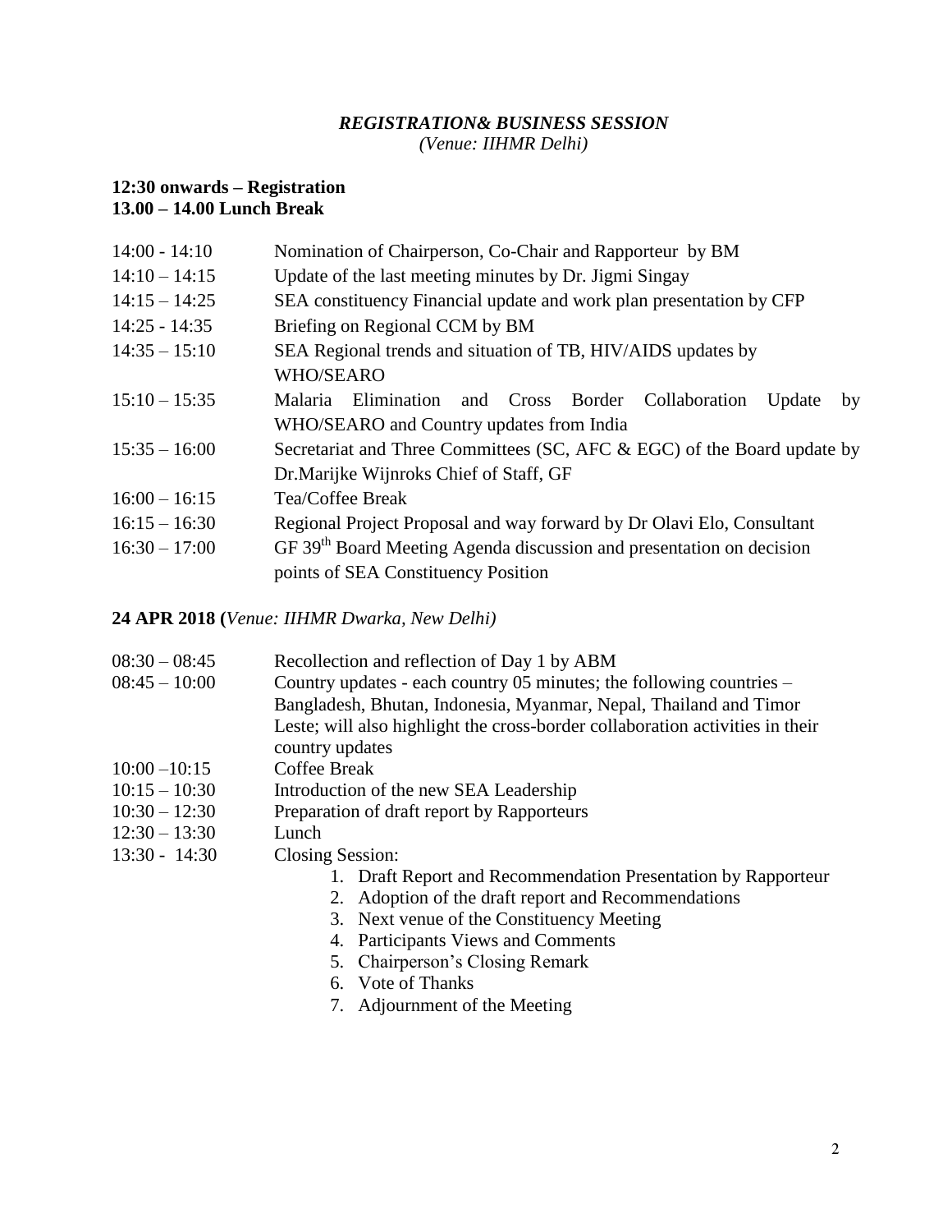### *REGISTRATION& BUSINESS SESSION*

*(Venue: IIHMR Delhi)*

**12:30 onwards – Registration**

**13.00 – 14.00 Lunch Break**

| | |
|---|---|
| 14:00 - 14:10 | Nomination of Chairperson, Co-Chair and Rapporteur by BM |
| 14:10 – 14:15 | Update of the last meeting minutes by Dr. Jigmi Singay |
| 14:15 – 14:25 | SEA constituency Financial update and work plan presentation by CFP |
| 14:25 - 14:35 | Briefing on Regional CCM by BM |
| 14:35 – 15:10 | SEA Regional trends and situation of TB, HIV/AIDS updates by WHO/SEARO |
| 15:10 – 15:35 | Malaria Elimination and Cross Border Collaboration Update by WHO/SEARO and Country updates from India |
| 15:35 – 16:00 | Secretariat and Three Committees (SC, AFC & EGC) of the Board update by Dr.Marijke Wijnroks Chief of Staff, GF |
| 16:00 – 16:15 | Tea/Coffee Break |
| 16:15 – 16:30 | Regional Project Proposal and way forward by Dr Olavi Elo, Consultant |
| 16:30 – 17:00 | GF 39th Board Meeting Agenda discussion and presentation on decision points of SEA Constituency Position |

**24 APR 2018 (***Venue: IIHMR Dwarka, New Delhi)*

| | |
|---|---|
| 08:30 – 08:45 | Recollection and reflection of Day 1 by ABM |
| 08:45 – 10:00 | Country updates - each country 05 minutes; the following countries – Bangladesh, Bhutan, Indonesia, Myanmar, Nepal, Thailand and Timor Leste; will also highlight the cross-border collaboration activities in their country updates |
| 10:00 –10:15 | Coffee Break |
| 10:15 – 10:30 | Introduction of the new SEA Leadership |
| 10:30 – 12:30 | Preparation of draft report by Rapporteurs |
| 12:30 – 13:30 | Lunch |
| 13:30 - 14:30 | Closing Session: |

1. Draft Report and Recommendation Presentation by Rapporteur
2. Adoption of the draft report and Recommendations
3. Next venue of the Constituency Meeting
4. Participants Views and Comments
5. Chairperson's Closing Remark
6. Vote of Thanks
7. Adjournment of the Meeting